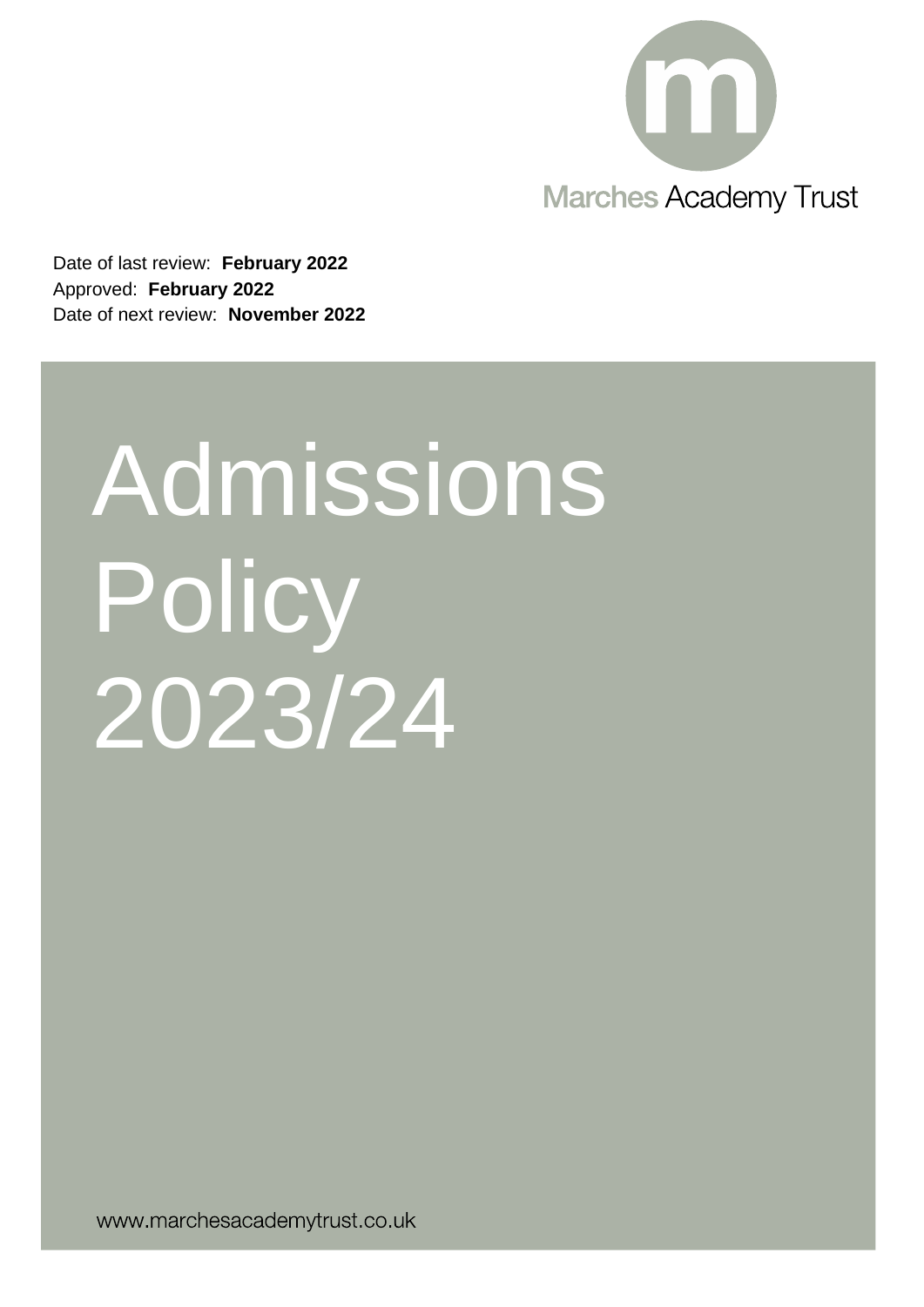Marches Academy Trust

Date of last review: **February 2022**
Approved: **February 2022**
Date of next review: **November 2022**

# Admissions Policy 2023/24

www.marchesacademytrust.co.uk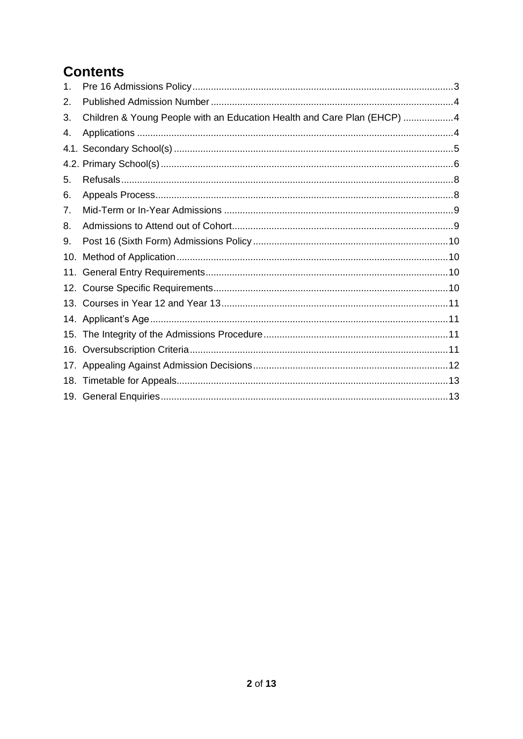# Contents

1. Pre 16 Admissions Policy .......... 3
2. Published Admission Number .......... 4
3. Children & Young People with an Education Health and Care Plan (EHCP) .......... 4
4. Applications .......... 4

4.1. Secondary School(s) .......... 5

4.2. Primary School(s) .......... 6

5. Refusals .......... 8
6. Appeals Process .......... 8
7. Mid-Term or In-Year Admissions .......... 9
8. Admissions to Attend out of Cohort .......... 9
9. Post 16 (Sixth Form) Admissions Policy .......... 10
10. Method of Application .......... 10
11. General Entry Requirements .......... 10
12. Course Specific Requirements .......... 10
13. Courses in Year 12 and Year 13 .......... 11
14. Applicant's Age .......... 11
15. The Integrity of the Admissions Procedure .......... 11
16. Oversubscription Criteria .......... 11
17. Appealing Against Admission Decisions .......... 12
18. Timetable for Appeals .......... 13
19. General Enquiries .......... 13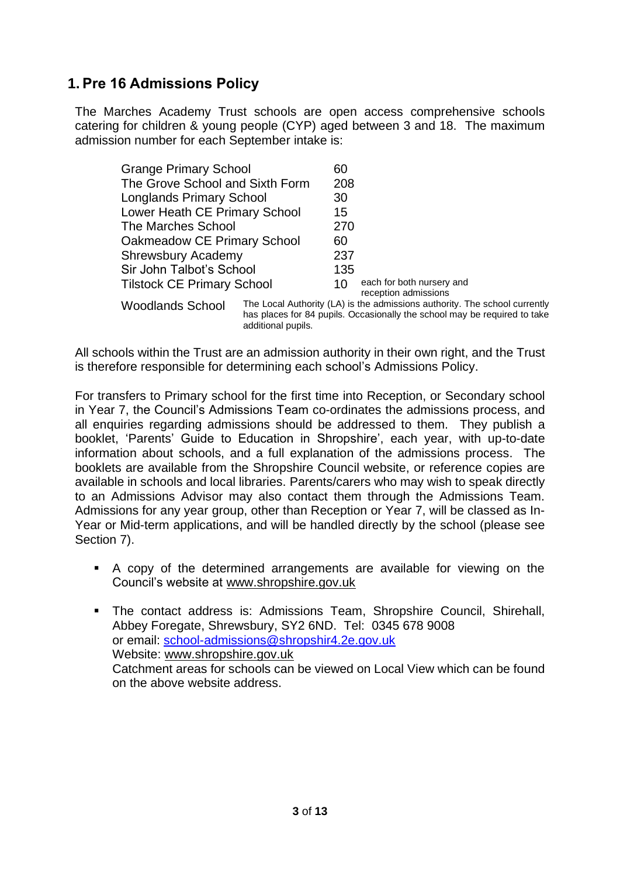## 1. Pre 16 Admissions Policy

The Marches Academy Trust schools are open access comprehensive schools catering for children & young people (CYP) aged between 3 and 18. The maximum admission number for each September intake is:

| | | |
|---|---|---|
| Grange Primary School | 60 | |
| The Grove School and Sixth Form | 208 | |
| Longlands Primary School | 30 | |
| Lower Heath CE Primary School | 15 | |
| The Marches School | 270 | |
| Oakmeadow CE Primary School | 60 | |
| Shrewsbury Academy | 237 | |
| Sir John Talbot's School | 135 | |
| Tilstock CE Primary School | 10 | each for both nursery and reception admissions |
| Woodlands School | The Local Authority (LA) is the admissions authority. The school currently has places for 84 pupils. Occasionally the school may be required to take additional pupils. | |

All schools within the Trust are an admission authority in their own right, and the Trust is therefore responsible for determining each school's Admissions Policy.

For transfers to Primary school for the first time into Reception, or Secondary school in Year 7, the Council's Admissions Team co-ordinates the admissions process, and all enquiries regarding admissions should be addressed to them. They publish a booklet, 'Parents' Guide to Education in Shropshire', each year, with up-to-date information about schools, and a full explanation of the admissions process. The booklets are available from the Shropshire Council website, or reference copies are available in schools and local libraries. Parents/carers who may wish to speak directly to an Admissions Advisor may also contact them through the Admissions Team. Admissions for any year group, other than Reception or Year 7, will be classed as In-Year or Mid-term applications, and will be handled directly by the school (please see Section 7).

- A copy of the determined arrangements are available for viewing on the Council's website at www.shropshire.gov.uk
- The contact address is: Admissions Team, Shropshire Council, Shirehall, Abbey Foregate, Shrewsbury, SY2 6ND. Tel: 0345 678 9008
  or email: school-admissions@shropshir4.2e.gov.uk
  Website: www.shropshire.gov.uk
  Catchment areas for schools can be viewed on Local View which can be found on the above website address.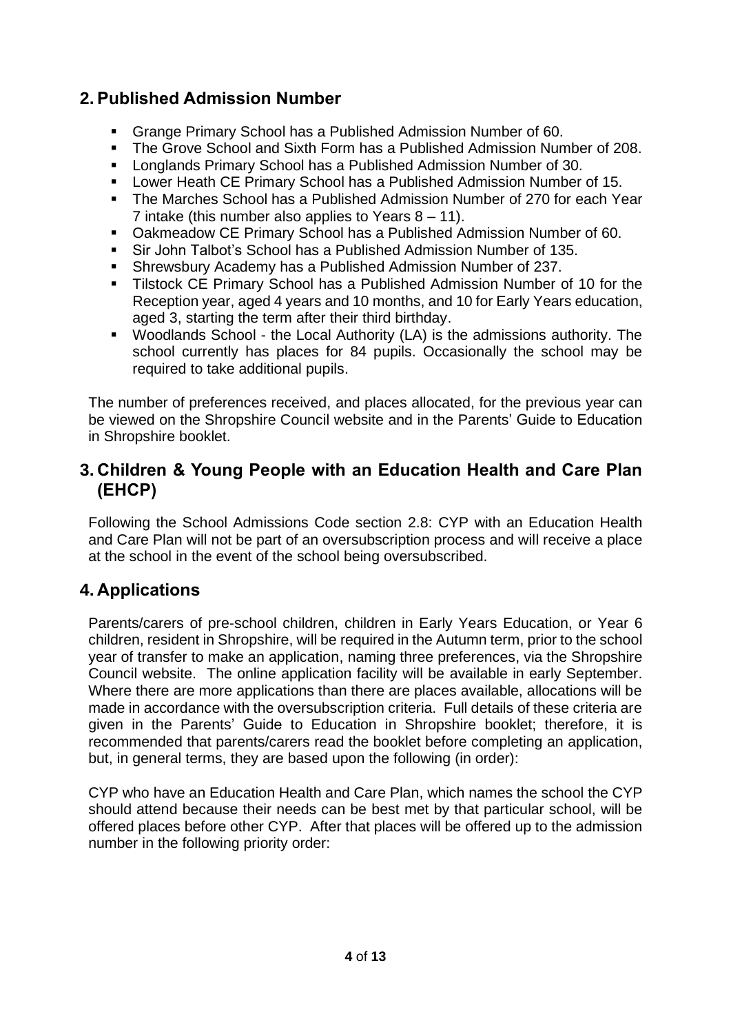## 2. Published Admission Number

- Grange Primary School has a Published Admission Number of 60.
- The Grove School and Sixth Form has a Published Admission Number of 208.
- Longlands Primary School has a Published Admission Number of 30.
- Lower Heath CE Primary School has a Published Admission Number of 15.
- The Marches School has a Published Admission Number of 270 for each Year 7 intake (this number also applies to Years 8 – 11).
- Oakmeadow CE Primary School has a Published Admission Number of 60.
- Sir John Talbot's School has a Published Admission Number of 135.
- Shrewsbury Academy has a Published Admission Number of 237.
- Tilstock CE Primary School has a Published Admission Number of 10 for the Reception year, aged 4 years and 10 months, and 10 for Early Years education, aged 3, starting the term after their third birthday.
- Woodlands School - the Local Authority (LA) is the admissions authority. The school currently has places for 84 pupils. Occasionally the school may be required to take additional pupils.

The number of preferences received, and places allocated, for the previous year can be viewed on the Shropshire Council website and in the Parents' Guide to Education in Shropshire booklet.

## 3. Children & Young People with an Education Health and Care Plan (EHCP)

Following the School Admissions Code section 2.8: CYP with an Education Health and Care Plan will not be part of an oversubscription process and will receive a place at the school in the event of the school being oversubscribed.

## 4. Applications

Parents/carers of pre-school children, children in Early Years Education, or Year 6 children, resident in Shropshire, will be required in the Autumn term, prior to the school year of transfer to make an application, naming three preferences, via the Shropshire Council website. The online application facility will be available in early September. Where there are more applications than there are places available, allocations will be made in accordance with the oversubscription criteria. Full details of these criteria are given in the Parents' Guide to Education in Shropshire booklet; therefore, it is recommended that parents/carers read the booklet before completing an application, but, in general terms, they are based upon the following (in order):

CYP who have an Education Health and Care Plan, which names the school the CYP should attend because their needs can be best met by that particular school, will be offered places before other CYP. After that places will be offered up to the admission number in the following priority order: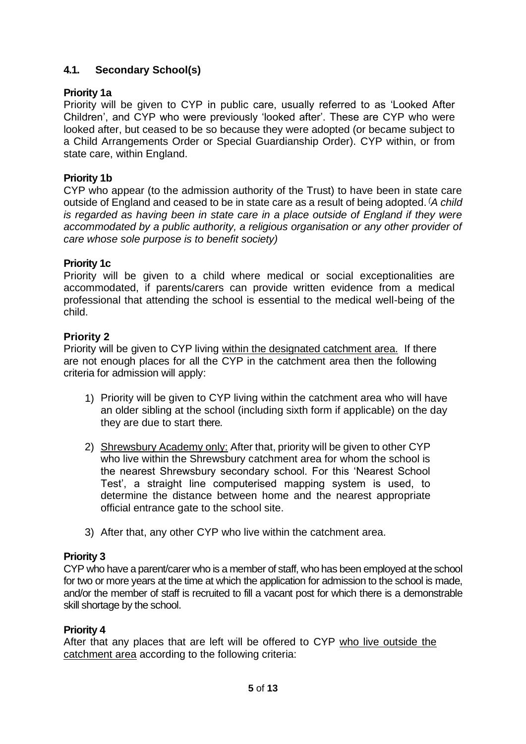## 4.1. Secondary School(s)

**Priority 1a**

Priority will be given to CYP in public care, usually referred to as 'Looked After Children', and CYP who were previously 'looked after'. These are CYP who were looked after, but ceased to be so because they were adopted (or became subject to a Child Arrangements Order or Special Guardianship Order). CYP within, or from state care, within England.

**Priority 1b**

CYP who appear (to the admission authority of the Trust) to have been in state care outside of England and ceased to be in state care as a result of being adopted. *(A child is regarded as having been in state care in a place outside of England if they were accommodated by a public authority, a religious organisation or any other provider of care whose sole purpose is to benefit society)*

**Priority 1c**

Priority will be given to a child where medical or social exceptionalities are accommodated, if parents/carers can provide written evidence from a medical professional that attending the school is essential to the medical well-being of the child.

**Priority 2**

Priority will be given to CYP living <u>within the designated catchment area.</u> If there are not enough places for all the CYP in the catchment area then the following criteria for admission will apply:

1) Priority will be given to CYP living within the catchment area who will have an older sibling at the school (including sixth form if applicable) on the day they are due to start there.

2) <u>Shrewsbury Academy only:</u> After that, priority will be given to other CYP who live within the Shrewsbury catchment area for whom the school is the nearest Shrewsbury secondary school. For this 'Nearest School Test', a straight line computerised mapping system is used, to determine the distance between home and the nearest appropriate official entrance gate to the school site.

3) After that, any other CYP who live within the catchment area.

**Priority 3**

CYP who have a parent/carer who is a member of staff, who has been employed at the school for two or more years at the time at which the application for admission to the school is made, and/or the member of staff is recruited to fill a vacant post for which there is a demonstrable skill shortage by the school.

**Priority 4**

After that any places that are left will be offered to CYP <u>who live outside the catchment area</u> according to the following criteria: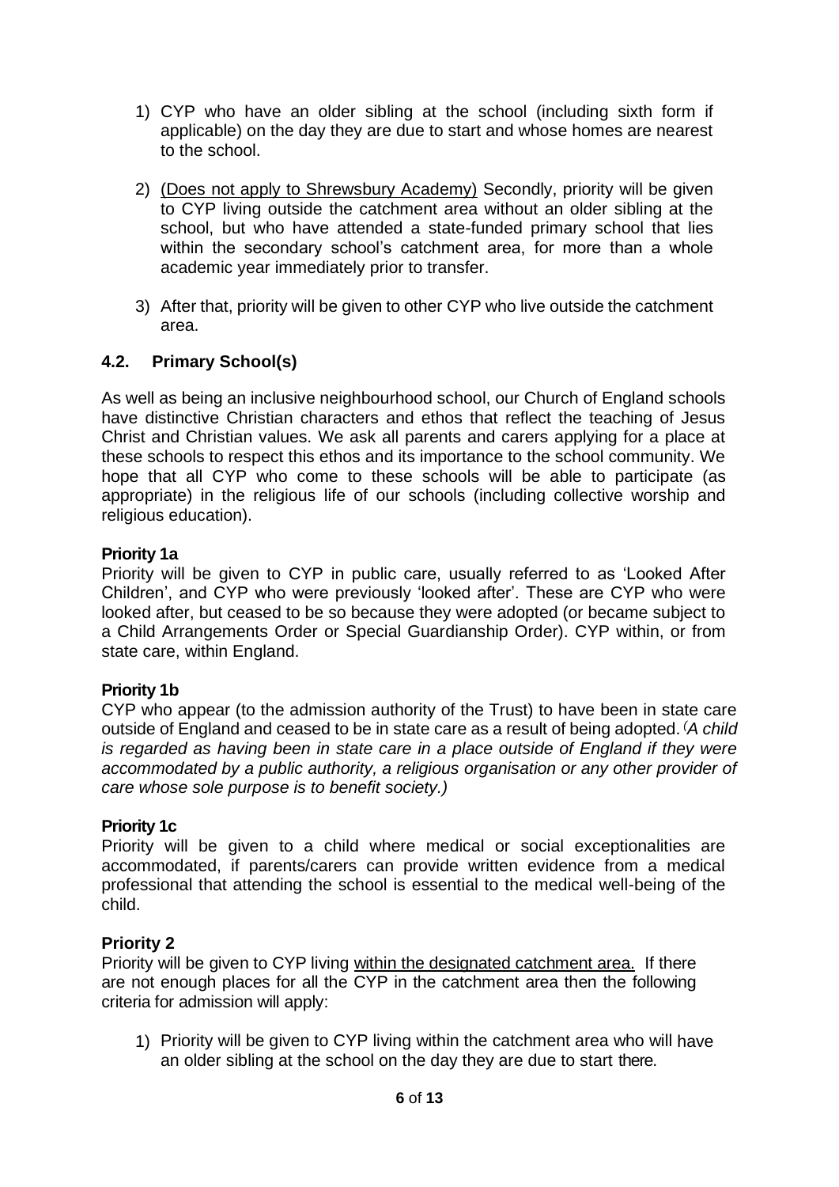1) CYP who have an older sibling at the school (including sixth form if applicable) on the day they are due to start and whose homes are nearest to the school.

2) (Does not apply to Shrewsbury Academy) Secondly, priority will be given to CYP living outside the catchment area without an older sibling at the school, but who have attended a state-funded primary school that lies within the secondary school's catchment area, for more than a whole academic year immediately prior to transfer.

3) After that, priority will be given to other CYP who live outside the catchment area.

## 4.2. Primary School(s)

As well as being an inclusive neighbourhood school, our Church of England schools have distinctive Christian characters and ethos that reflect the teaching of Jesus Christ and Christian values. We ask all parents and carers applying for a place at these schools to respect this ethos and its importance to the school community. We hope that all CYP who come to these schools will be able to participate (as appropriate) in the religious life of our schools (including collective worship and religious education).

**Priority 1a**
Priority will be given to CYP in public care, usually referred to as 'Looked After Children', and CYP who were previously 'looked after'. These are CYP who were looked after, but ceased to be so because they were adopted (or became subject to a Child Arrangements Order or Special Guardianship Order). CYP within, or from state care, within England.

**Priority 1b**
CYP who appear (to the admission authority of the Trust) to have been in state care outside of England and ceased to be in state care as a result of being adopted. *(A child is regarded as having been in state care in a place outside of England if they were accommodated by a public authority, a religious organisation or any other provider of care whose sole purpose is to benefit society.)*

**Priority 1c**
Priority will be given to a child where medical or social exceptionalities are accommodated, if parents/carers can provide written evidence from a medical professional that attending the school is essential to the medical well-being of the child.

**Priority 2**
Priority will be given to CYP living within the designated catchment area. If there are not enough places for all the CYP in the catchment area then the following criteria for admission will apply:

1) Priority will be given to CYP living within the catchment area who will have an older sibling at the school on the day they are due to start there.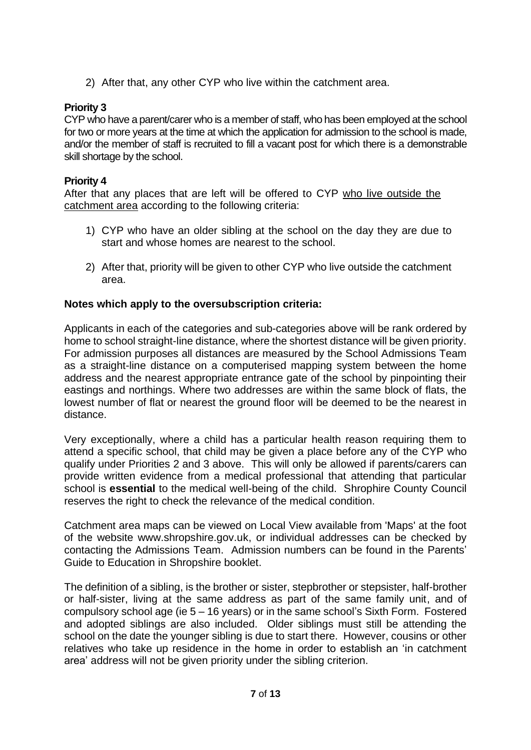2) After that, any other CYP who live within the catchment area.

**Priority 3**

CYP who have a parent/carer who is a member of staff, who has been employed at the school for two or more years at the time at which the application for admission to the school is made, and/or the member of staff is recruited to fill a vacant post for which there is a demonstrable skill shortage by the school.

**Priority 4**

After that any places that are left will be offered to CYP <u>who live outside the catchment area</u> according to the following criteria:

1) CYP who have an older sibling at the school on the day they are due to start and whose homes are nearest to the school.

2) After that, priority will be given to other CYP who live outside the catchment area.

**Notes which apply to the oversubscription criteria:**

Applicants in each of the categories and sub-categories above will be rank ordered by home to school straight-line distance, where the shortest distance will be given priority. For admission purposes all distances are measured by the School Admissions Team as a straight-line distance on a computerised mapping system between the home address and the nearest appropriate entrance gate of the school by pinpointing their eastings and northings. Where two addresses are within the same block of flats, the lowest number of flat or nearest the ground floor will be deemed to be the nearest in distance.

Very exceptionally, where a child has a particular health reason requiring them to attend a specific school, that child may be given a place before any of the CYP who qualify under Priorities 2 and 3 above. This will only be allowed if parents/carers can provide written evidence from a medical professional that attending that particular school is **essential** to the medical well-being of the child. Shrophire County Council reserves the right to check the relevance of the medical condition.

Catchment area maps can be viewed on Local View available from 'Maps' at the foot of the website www.shropshire.gov.uk, or individual addresses can be checked by contacting the Admissions Team. Admission numbers can be found in the Parents' Guide to Education in Shropshire booklet.

The definition of a sibling, is the brother or sister, stepbrother or stepsister, half-brother or half-sister, living at the same address as part of the same family unit, and of compulsory school age (ie 5 – 16 years) or in the same school's Sixth Form. Fostered and adopted siblings are also included. Older siblings must still be attending the school on the date the younger sibling is due to start there. However, cousins or other relatives who take up residence in the home in order to establish an 'in catchment area' address will not be given priority under the sibling criterion.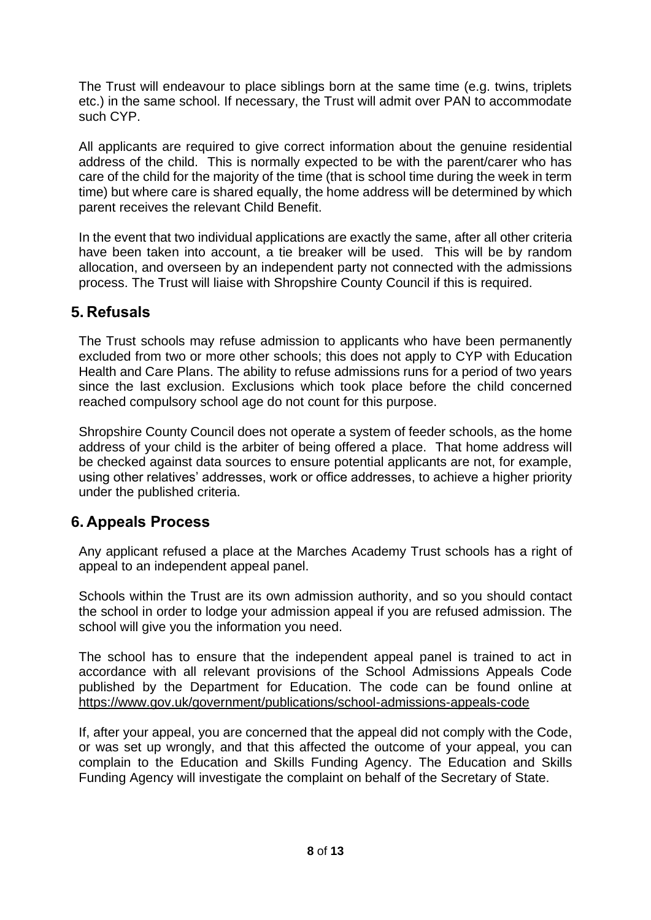The Trust will endeavour to place siblings born at the same time (e.g. twins, triplets etc.) in the same school. If necessary, the Trust will admit over PAN to accommodate such CYP.

All applicants are required to give correct information about the genuine residential address of the child. This is normally expected to be with the parent/carer who has care of the child for the majority of the time (that is school time during the week in term time) but where care is shared equally, the home address will be determined by which parent receives the relevant Child Benefit.

In the event that two individual applications are exactly the same, after all other criteria have been taken into account, a tie breaker will be used. This will be by random allocation, and overseen by an independent party not connected with the admissions process. The Trust will liaise with Shropshire County Council if this is required.

## 5. Refusals

The Trust schools may refuse admission to applicants who have been permanently excluded from two or more other schools; this does not apply to CYP with Education Health and Care Plans. The ability to refuse admissions runs for a period of two years since the last exclusion. Exclusions which took place before the child concerned reached compulsory school age do not count for this purpose.

Shropshire County Council does not operate a system of feeder schools, as the home address of your child is the arbiter of being offered a place. That home address will be checked against data sources to ensure potential applicants are not, for example, using other relatives' addresses, work or office addresses, to achieve a higher priority under the published criteria.

## 6. Appeals Process

Any applicant refused a place at the Marches Academy Trust schools has a right of appeal to an independent appeal panel.

Schools within the Trust are its own admission authority, and so you should contact the school in order to lodge your admission appeal if you are refused admission. The school will give you the information you need.

The school has to ensure that the independent appeal panel is trained to act in accordance with all relevant provisions of the School Admissions Appeals Code published by the Department for Education. The code can be found online at https://www.gov.uk/government/publications/school-admissions-appeals-code

If, after your appeal, you are concerned that the appeal did not comply with the Code, or was set up wrongly, and that this affected the outcome of your appeal, you can complain to the Education and Skills Funding Agency. The Education and Skills Funding Agency will investigate the complaint on behalf of the Secretary of State.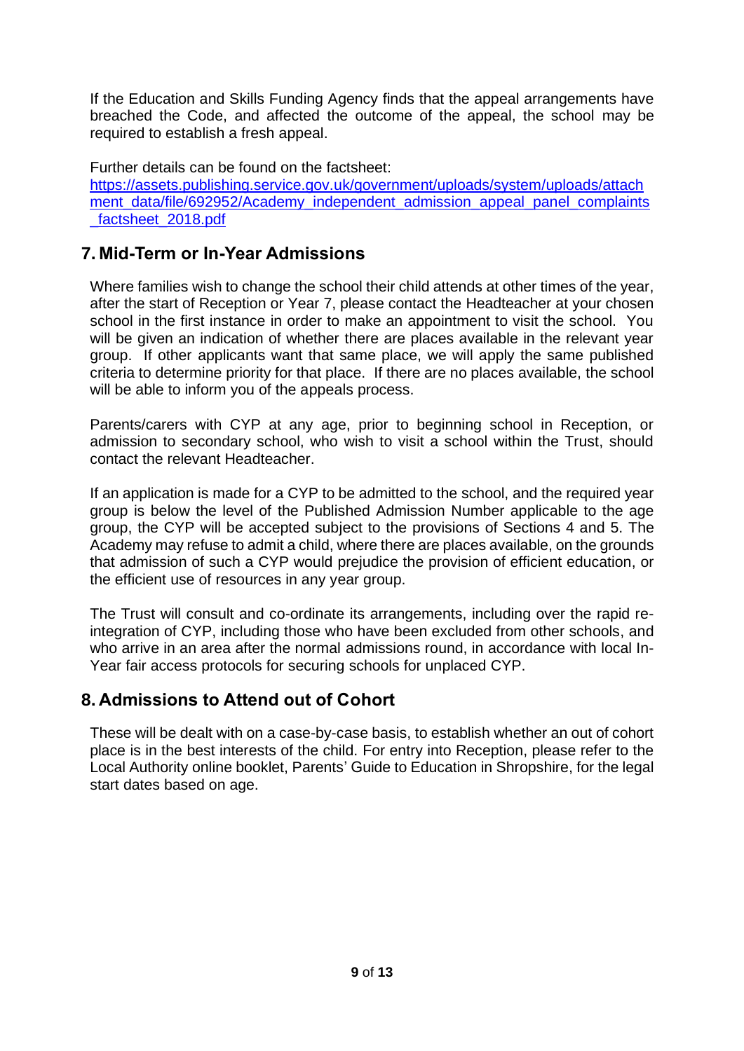If the Education and Skills Funding Agency finds that the appeal arrangements have breached the Code, and affected the outcome of the appeal, the school may be required to establish a fresh appeal.

Further details can be found on the factsheet:
[https://assets.publishing.service.gov.uk/government/uploads/system/uploads/attachment_data/file/692952/Academy_independent_admission_appeal_panel_complaints_factsheet_2018.pdf](https://assets.publishing.service.gov.uk/government/uploads/system/uploads/attachment_data/file/692952/Academy_independent_admission_appeal_panel_complaints_factsheet_2018.pdf)

## 7. Mid-Term or In-Year Admissions

Where families wish to change the school their child attends at other times of the year, after the start of Reception or Year 7, please contact the Headteacher at your chosen school in the first instance in order to make an appointment to visit the school. You will be given an indication of whether there are places available in the relevant year group. If other applicants want that same place, we will apply the same published criteria to determine priority for that place. If there are no places available, the school will be able to inform you of the appeals process.

Parents/carers with CYP at any age, prior to beginning school in Reception, or admission to secondary school, who wish to visit a school within the Trust, should contact the relevant Headteacher.

If an application is made for a CYP to be admitted to the school, and the required year group is below the level of the Published Admission Number applicable to the age group, the CYP will be accepted subject to the provisions of Sections 4 and 5. The Academy may refuse to admit a child, where there are places available, on the grounds that admission of such a CYP would prejudice the provision of efficient education, or the efficient use of resources in any year group.

The Trust will consult and co-ordinate its arrangements, including over the rapid re-integration of CYP, including those who have been excluded from other schools, and who arrive in an area after the normal admissions round, in accordance with local In-Year fair access protocols for securing schools for unplaced CYP.

## 8. Admissions to Attend out of Cohort

These will be dealt with on a case-by-case basis, to establish whether an out of cohort place is in the best interests of the child. For entry into Reception, please refer to the Local Authority online booklet, Parents' Guide to Education in Shropshire, for the legal start dates based on age.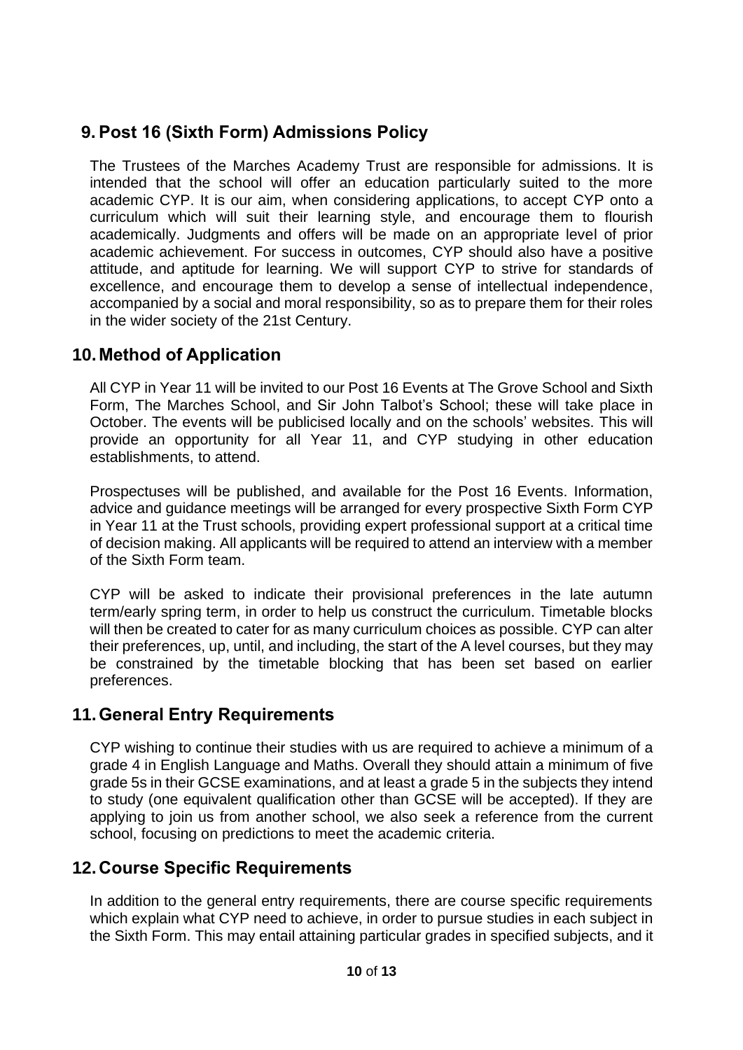## 9. Post 16 (Sixth Form) Admissions Policy

The Trustees of the Marches Academy Trust are responsible for admissions. It is intended that the school will offer an education particularly suited to the more academic CYP. It is our aim, when considering applications, to accept CYP onto a curriculum which will suit their learning style, and encourage them to flourish academically. Judgments and offers will be made on an appropriate level of prior academic achievement. For success in outcomes, CYP should also have a positive attitude, and aptitude for learning. We will support CYP to strive for standards of excellence, and encourage them to develop a sense of intellectual independence, accompanied by a social and moral responsibility, so as to prepare them for their roles in the wider society of the 21st Century.

## 10. Method of Application

All CYP in Year 11 will be invited to our Post 16 Events at The Grove School and Sixth Form, The Marches School, and Sir John Talbot's School; these will take place in October. The events will be publicised locally and on the schools' websites. This will provide an opportunity for all Year 11, and CYP studying in other education establishments, to attend.

Prospectuses will be published, and available for the Post 16 Events. Information, advice and guidance meetings will be arranged for every prospective Sixth Form CYP in Year 11 at the Trust schools, providing expert professional support at a critical time of decision making. All applicants will be required to attend an interview with a member of the Sixth Form team.

CYP will be asked to indicate their provisional preferences in the late autumn term/early spring term, in order to help us construct the curriculum. Timetable blocks will then be created to cater for as many curriculum choices as possible. CYP can alter their preferences, up, until, and including, the start of the A level courses, but they may be constrained by the timetable blocking that has been set based on earlier preferences.

## 11. General Entry Requirements

CYP wishing to continue their studies with us are required to achieve a minimum of a grade 4 in English Language and Maths. Overall they should attain a minimum of five grade 5s in their GCSE examinations, and at least a grade 5 in the subjects they intend to study (one equivalent qualification other than GCSE will be accepted). If they are applying to join us from another school, we also seek a reference from the current school, focusing on predictions to meet the academic criteria.

## 12. Course Specific Requirements

In addition to the general entry requirements, there are course specific requirements which explain what CYP need to achieve, in order to pursue studies in each subject in the Sixth Form. This may entail attaining particular grades in specified subjects, and it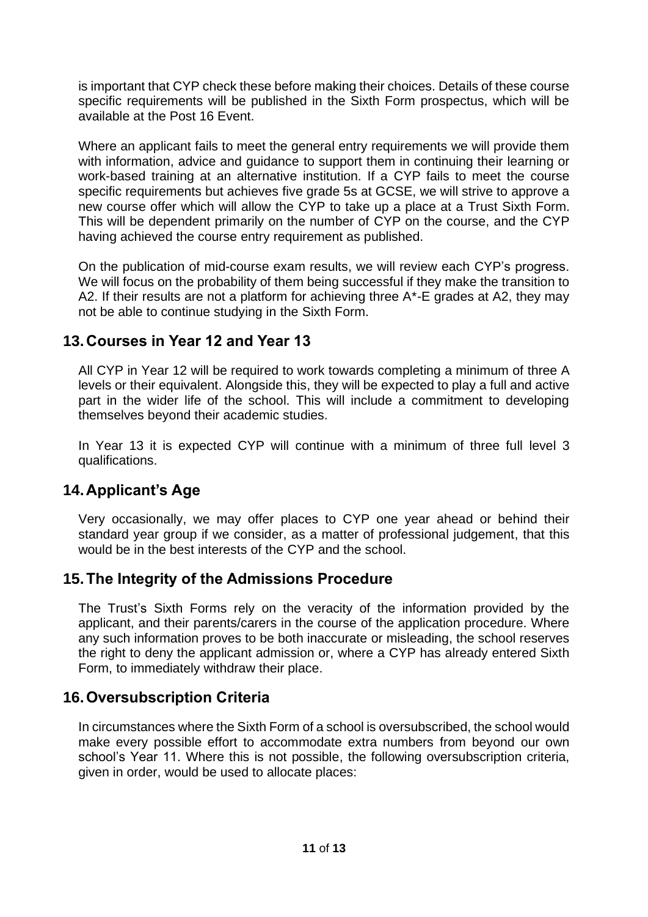is important that CYP check these before making their choices. Details of these course specific requirements will be published in the Sixth Form prospectus, which will be available at the Post 16 Event.

Where an applicant fails to meet the general entry requirements we will provide them with information, advice and guidance to support them in continuing their learning or work-based training at an alternative institution. If a CYP fails to meet the course specific requirements but achieves five grade 5s at GCSE, we will strive to approve a new course offer which will allow the CYP to take up a place at a Trust Sixth Form. This will be dependent primarily on the number of CYP on the course, and the CYP having achieved the course entry requirement as published.

On the publication of mid-course exam results, we will review each CYP's progress. We will focus on the probability of them being successful if they make the transition to A2. If their results are not a platform for achieving three A*-E grades at A2, they may not be able to continue studying in the Sixth Form.

## 13. Courses in Year 12 and Year 13

All CYP in Year 12 will be required to work towards completing a minimum of three A levels or their equivalent. Alongside this, they will be expected to play a full and active part in the wider life of the school. This will include a commitment to developing themselves beyond their academic studies.

In Year 13 it is expected CYP will continue with a minimum of three full level 3 qualifications.

## 14. Applicant's Age

Very occasionally, we may offer places to CYP one year ahead or behind their standard year group if we consider, as a matter of professional judgement, that this would be in the best interests of the CYP and the school.

## 15. The Integrity of the Admissions Procedure

The Trust's Sixth Forms rely on the veracity of the information provided by the applicant, and their parents/carers in the course of the application procedure. Where any such information proves to be both inaccurate or misleading, the school reserves the right to deny the applicant admission or, where a CYP has already entered Sixth Form, to immediately withdraw their place.

## 16. Oversubscription Criteria

In circumstances where the Sixth Form of a school is oversubscribed, the school would make every possible effort to accommodate extra numbers from beyond our own school's Year 11. Where this is not possible, the following oversubscription criteria, given in order, would be used to allocate places: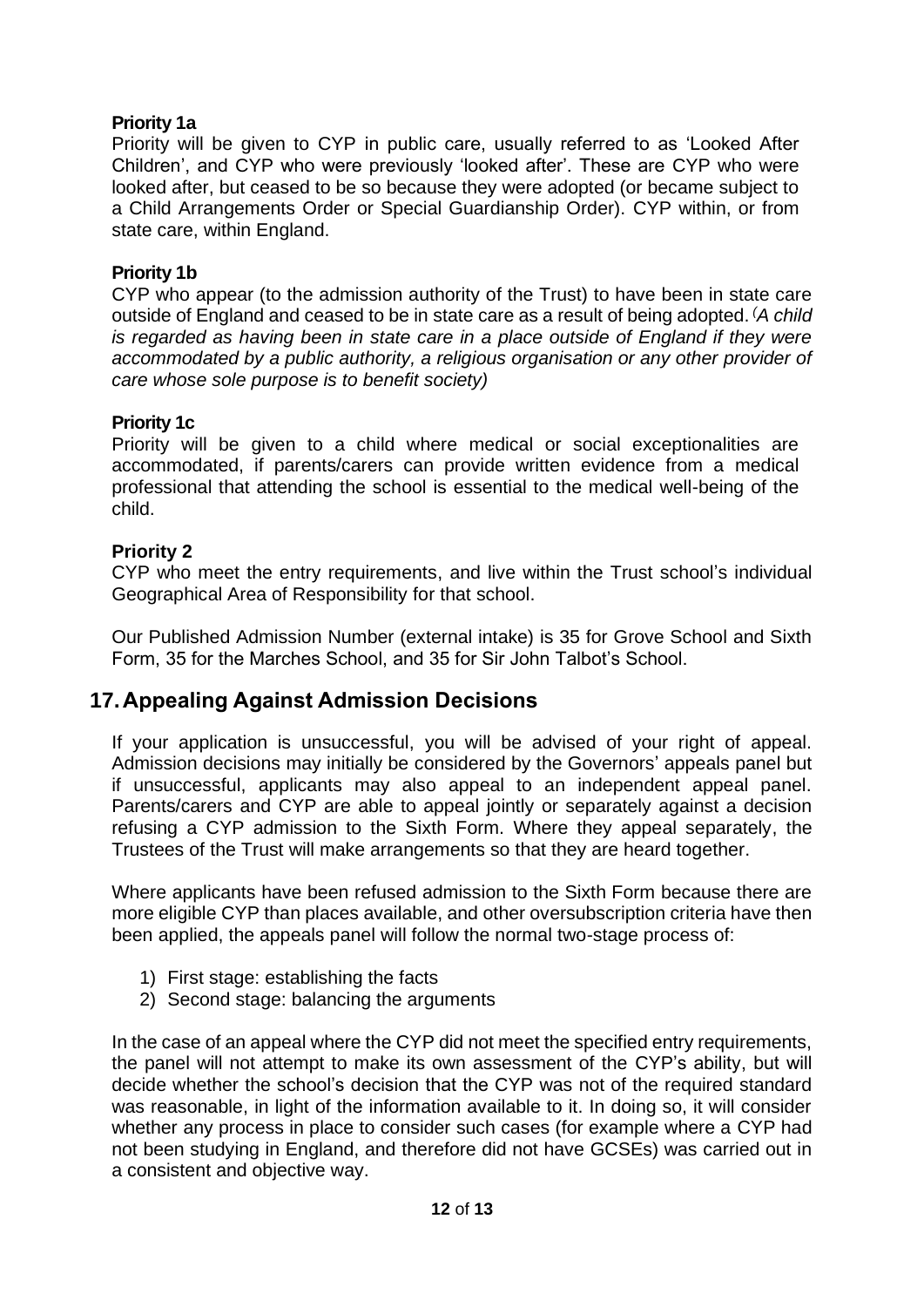**Priority 1a**

Priority will be given to CYP in public care, usually referred to as 'Looked After Children', and CYP who were previously 'looked after'. These are CYP who were looked after, but ceased to be so because they were adopted (or became subject to a Child Arrangements Order or Special Guardianship Order). CYP within, or from state care, within England.

**Priority 1b**

CYP who appear (to the admission authority of the Trust) to have been in state care outside of England and ceased to be in state care as a result of being adopted. *(A child is regarded as having been in state care in a place outside of England if they were accommodated by a public authority, a religious organisation or any other provider of care whose sole purpose is to benefit society)*

**Priority 1c**

Priority will be given to a child where medical or social exceptionalities are accommodated, if parents/carers can provide written evidence from a medical professional that attending the school is essential to the medical well-being of the child.

**Priority 2**

CYP who meet the entry requirements, and live within the Trust school's individual Geographical Area of Responsibility for that school.

Our Published Admission Number (external intake) is 35 for Grove School and Sixth Form, 35 for the Marches School, and 35 for Sir John Talbot's School.

## 17. Appealing Against Admission Decisions

If your application is unsuccessful, you will be advised of your right of appeal. Admission decisions may initially be considered by the Governors' appeals panel but if unsuccessful, applicants may also appeal to an independent appeal panel. Parents/carers and CYP are able to appeal jointly or separately against a decision refusing a CYP admission to the Sixth Form. Where they appeal separately, the Trustees of the Trust will make arrangements so that they are heard together.

Where applicants have been refused admission to the Sixth Form because there are more eligible CYP than places available, and other oversubscription criteria have then been applied, the appeals panel will follow the normal two-stage process of:

1) First stage: establishing the facts
2) Second stage: balancing the arguments

In the case of an appeal where the CYP did not meet the specified entry requirements, the panel will not attempt to make its own assessment of the CYP's ability, but will decide whether the school's decision that the CYP was not of the required standard was reasonable, in light of the information available to it. In doing so, it will consider whether any process in place to consider such cases (for example where a CYP had not been studying in England, and therefore did not have GCSEs) was carried out in a consistent and objective way.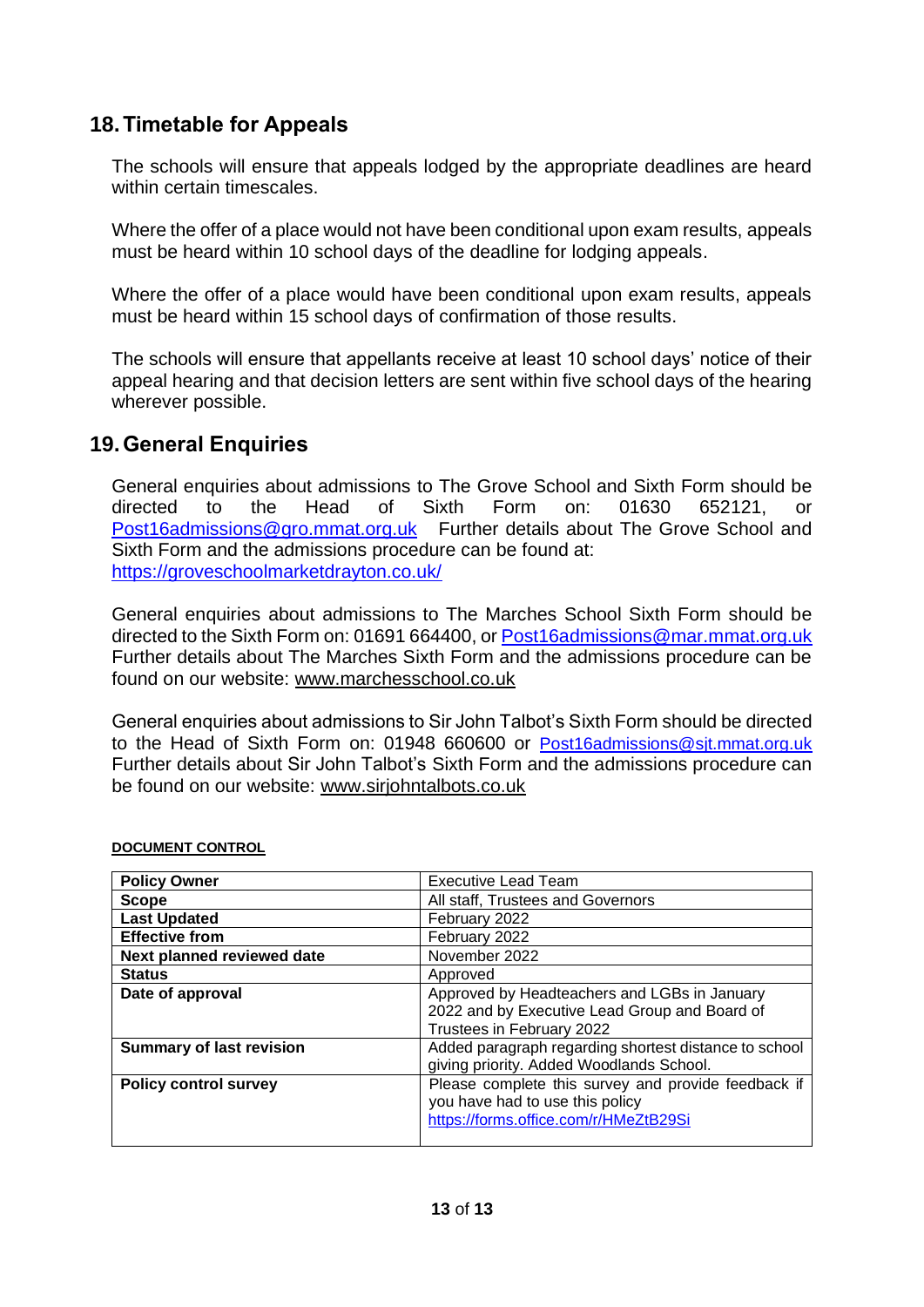## 18. Timetable for Appeals

The schools will ensure that appeals lodged by the appropriate deadlines are heard within certain timescales.

Where the offer of a place would not have been conditional upon exam results, appeals must be heard within 10 school days of the deadline for lodging appeals.

Where the offer of a place would have been conditional upon exam results, appeals must be heard within 15 school days of confirmation of those results.

The schools will ensure that appellants receive at least 10 school days' notice of their appeal hearing and that decision letters are sent within five school days of the hearing wherever possible.

## 19. General Enquiries

General enquiries about admissions to The Grove School and Sixth Form should be directed to the Head of Sixth Form on: 01630 652121, or Post16admissions@gro.mmat.org.uk Further details about The Grove School and Sixth Form and the admissions procedure can be found at: https://groveschoolmarketdrayton.co.uk/

General enquiries about admissions to The Marches School Sixth Form should be directed to the Sixth Form on: 01691 664400, or Post16admissions@mar.mmat.org.uk Further details about The Marches Sixth Form and the admissions procedure can be found on our website: www.marchesschool.co.uk

General enquiries about admissions to Sir John Talbot's Sixth Form should be directed to the Head of Sixth Form on: 01948 660600 or Post16admissions@sjt.mmat.org.uk Further details about Sir John Talbot's Sixth Form and the admissions procedure can be found on our website: www.sirjohntalbots.co.uk

**DOCUMENT CONTROL**

| | |
|---|---|
| **Policy Owner** | Executive Lead Team |
| **Scope** | All staff, Trustees and Governors |
| **Last Updated** | February 2022 |
| **Effective from** | February 2022 |
| **Next planned reviewed date** | November 2022 |
| **Status** | Approved |
| **Date of approval** | Approved by Headteachers and LGBs in January 2022 and by Executive Lead Group and Board of Trustees in February 2022 |
| **Summary of last revision** | Added paragraph regarding shortest distance to school giving priority. Added Woodlands School. |
| **Policy control survey** | Please complete this survey and provide feedback if you have had to use this policy https://forms.office.com/r/HMeZtB29Si |